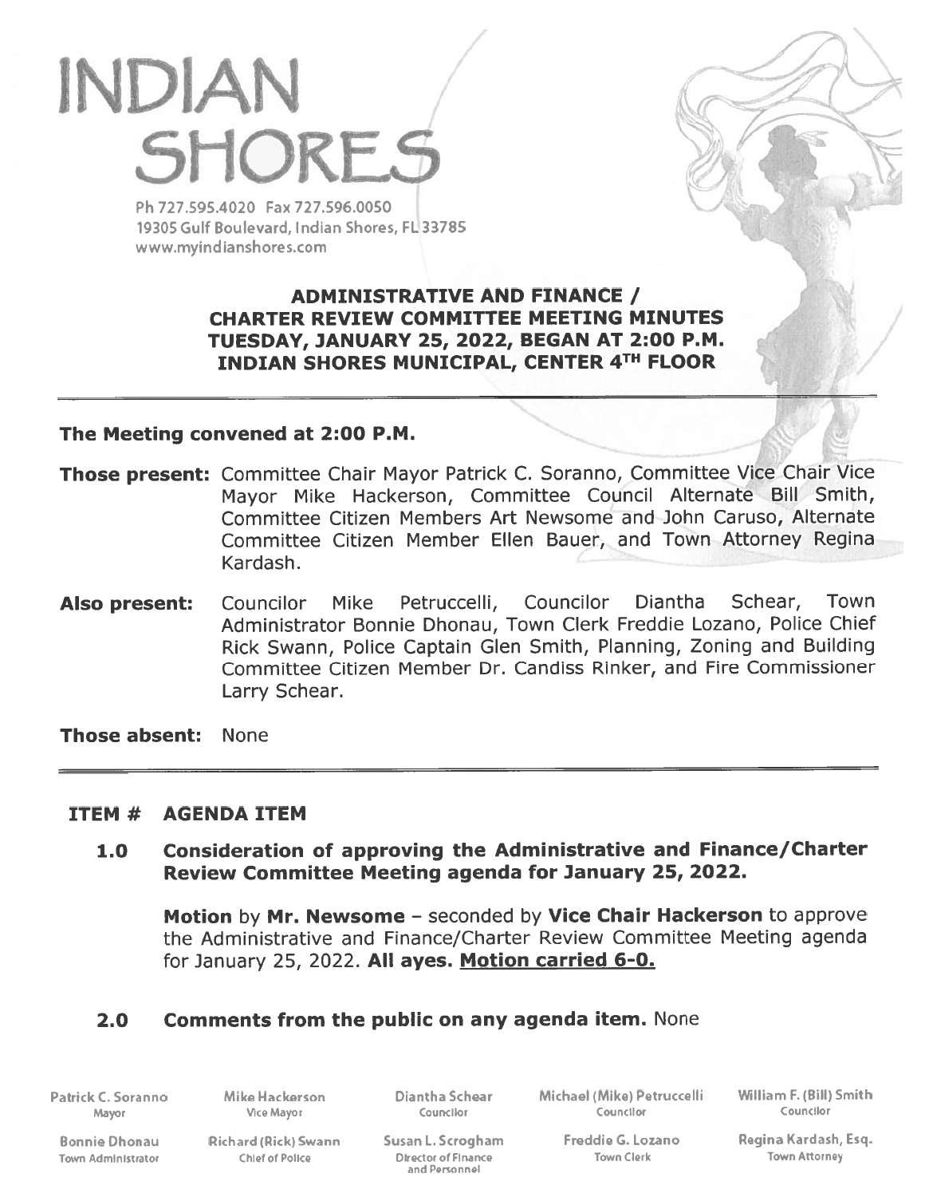# INDIAN SHORES

Ph 727.595.4020 Fax 727.596.0050
19305 Gulf Boulevard, Indian Shores, FL 33785
www.myindianshores.com

## ADMINISTRATIVE AND FINANCE / CHARTER REVIEW COMMITTEE MEETING MINUTES TUESDAY, JANUARY 25, 2022, BEGAN AT 2:00 P.M. INDIAN SHORES MUNICIPAL, CENTER 4TH FLOOR

---

**The Meeting convened at 2:00 P.M.**

**Those present:** Committee Chair Mayor Patrick C. Soranno, Committee Vice Chair Vice Mayor Mike Hackerson, Committee Council Alternate Bill Smith, Committee Citizen Members Art Newsome and John Caruso, Alternate Committee Citizen Member Ellen Bauer, and Town Attorney Regina Kardash.

**Also present:** Councilor Mike Petruccelli, Councilor Diantha Schear, Town Administrator Bonnie Dhonau, Town Clerk Freddie Lozano, Police Chief Rick Swann, Police Captain Glen Smith, Planning, Zoning and Building Committee Citizen Member Dr. Candiss Rinker, and Fire Commissioner Larry Schear.

**Those absent:** None

---

**ITEM # AGENDA ITEM**

**1.0 Consideration of approving the Administrative and Finance/Charter Review Committee Meeting agenda for January 25, 2022.**

**Motion** by **Mr. Newsome** – seconded by **Vice Chair Hackerson** to approve the Administrative and Finance/Charter Review Committee Meeting agenda for January 25, 2022. **All ayes. Motion carried 6-0.**

**2.0 Comments from the public on any agenda item.** None

Patrick C. Soranno, Mayor | Mike Hackerson, Vice Mayor | Diantha Schear, Councilor | Michael (Mike) Petruccelli, Councilor | William F. (Bill) Smith, Councilor

Bonnie Dhonau, Town Administrator | Richard (Rick) Swann, Chief of Police | Susan L. Scrogham, Director of Finance and Personnel | Freddie G. Lozano, Town Clerk | Regina Kardash, Esq., Town Attorney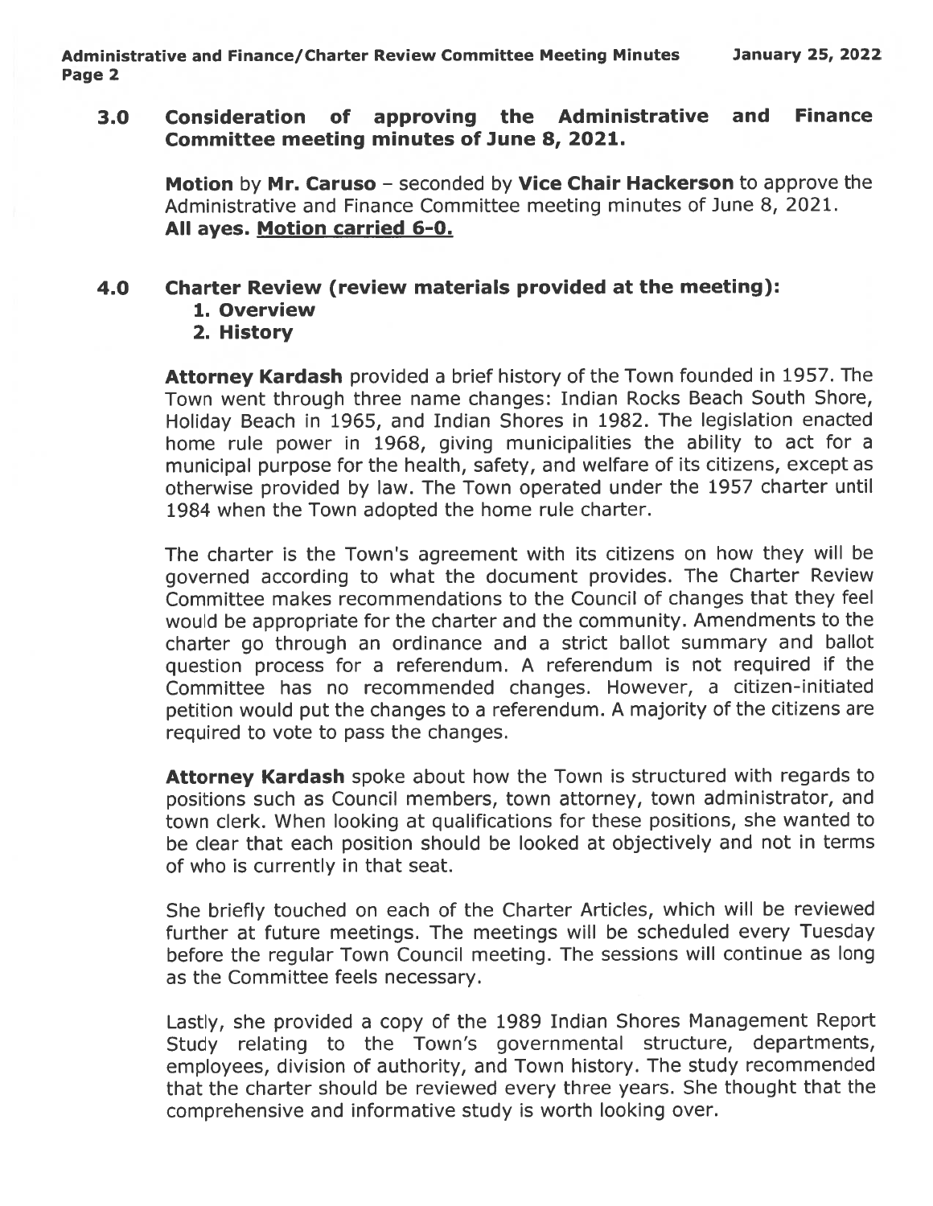## 3.0 Consideration of approving the Administrative and Finance Committee meeting minutes of June 8, 2021.

**Motion** by **Mr. Caruso** – seconded by **Vice Chair Hackerson** to approve the Administrative and Finance Committee meeting minutes of June 8, 2021. **All ayes. Motion carried 6-0.**

## 4.0 Charter Review (review materials provided at the meeting):

1. **Overview**
2. **History**

**Attorney Kardash** provided a brief history of the Town founded in 1957. The Town went through three name changes: Indian Rocks Beach South Shore, Holiday Beach in 1965, and Indian Shores in 1982. The legislation enacted home rule power in 1968, giving municipalities the ability to act for a municipal purpose for the health, safety, and welfare of its citizens, except as otherwise provided by law. The Town operated under the 1957 charter until 1984 when the Town adopted the home rule charter.

The charter is the Town's agreement with its citizens on how they will be governed according to what the document provides. The Charter Review Committee makes recommendations to the Council of changes that they feel would be appropriate for the charter and the community. Amendments to the charter go through an ordinance and a strict ballot summary and ballot question process for a referendum. A referendum is not required if the Committee has no recommended changes. However, a citizen-initiated petition would put the changes to a referendum. A majority of the citizens are required to vote to pass the changes.

**Attorney Kardash** spoke about how the Town is structured with regards to positions such as Council members, town attorney, town administrator, and town clerk. When looking at qualifications for these positions, she wanted to be clear that each position should be looked at objectively and not in terms of who is currently in that seat.

She briefly touched on each of the Charter Articles, which will be reviewed further at future meetings. The meetings will be scheduled every Tuesday before the regular Town Council meeting. The sessions will continue as long as the Committee feels necessary.

Lastly, she provided a copy of the 1989 Indian Shores Management Report Study relating to the Town's governmental structure, departments, employees, division of authority, and Town history. The study recommended that the charter should be reviewed every three years. She thought that the comprehensive and informative study is worth looking over.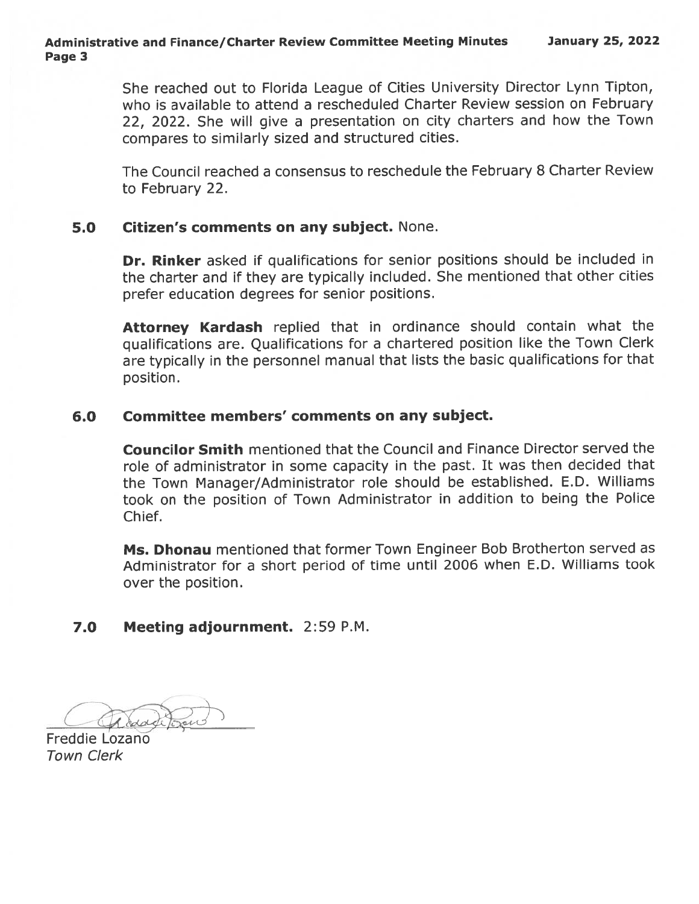She reached out to Florida League of Cities University Director Lynn Tipton, who is available to attend a rescheduled Charter Review session on February 22, 2022. She will give a presentation on city charters and how the Town compares to similarly sized and structured cities.

The Council reached a consensus to reschedule the February 8 Charter Review to February 22.

**5.0 Citizen's comments on any subject.** None.

**Dr. Rinker** asked if qualifications for senior positions should be included in the charter and if they are typically included. She mentioned that other cities prefer education degrees for senior positions.

**Attorney Kardash** replied that in ordinance should contain what the qualifications are. Qualifications for a chartered position like the Town Clerk are typically in the personnel manual that lists the basic qualifications for that position.

**6.0 Committee members' comments on any subject.**

**Councilor Smith** mentioned that the Council and Finance Director served the role of administrator in some capacity in the past. It was then decided that the Town Manager/Administrator role should be established. E.D. Williams took on the position of Town Administrator in addition to being the Police Chief.

**Ms. Dhonau** mentioned that former Town Engineer Bob Brotherton served as Administrator for a short period of time until 2006 when E.D. Williams took over the position.

**7.0 Meeting adjournment.** 2:59 P.M.

Freddie Lozano
*Town Clerk*